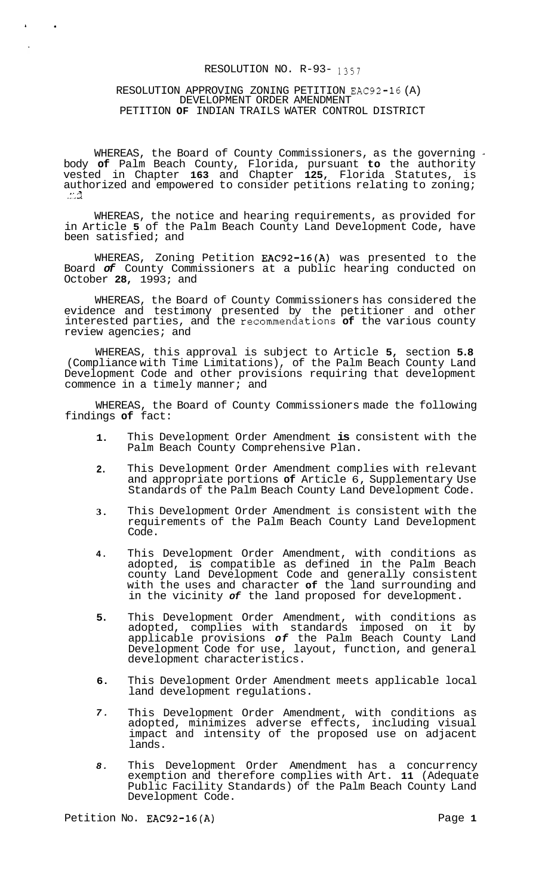# RESOLUTION NO. R-93- 1357

## RESOLUTION APPROVING ZONING PETITION EAC92-16 (A) DEVELOPMENT ORDER AMENDMENT PETITION OF INDIAN TRAILS WATER CONTROL DISTRICT

WHEREAS, the Board of County Commissioners, as the governing body of Palm Beach County, Florida, pursuant to the authority vested in Chapter 163 and Chapter 125, Florida Statutes, is authorized and empowered to consider petitions relating to zoning;

WHEREAS, the notice and hearing requirements, as provided for in Article 5 of the Palm Beach County Land Development Code, have been satisfied; and

WHEREAS, Zoning Petition EAC92-16(A) was presented to the Board of County Commissioners at a public hearing conducted on October 28, 1993; and

WHEREAS, the Board of County Commissioners has considered the evidence and testimony presented by the petitioner and other interested parties, and the recommendations of the various county review agencies; and

WHEREAS, this approval is subject to Article 5, section 5.8 (Compliance with Time Limitations), of the Palm Beach County Land Development Code and other provisions requiring that development commence in a timely manner; and

WHEREAS, the Board of County Commissioners made the following findings of fact:

1. This Development Order Amendment is consistent with the Palm Beach County Comprehensive Plan.

2. This Development Order Amendment complies with relevant and appropriate portions of Article 6, Supplementary Use Standards of the Palm Beach County Land Development Code.

3. This Development Order Amendment is consistent with the requirements of the Palm Beach County Land Development Code.

4. This Development Order Amendment, with conditions as adopted, is compatible as defined in the Palm Beach county Land Development Code and generally consistent with the uses and character of the land surrounding and in the vicinity of the land proposed for development.

5. This Development Order Amendment, with conditions as adopted, complies with standards imposed on it by applicable provisions of the Palm Beach County Land Development Code for use, layout, function, and general development characteristics.

6. This Development Order Amendment meets applicable local land development regulations.

7. This Development Order Amendment, with conditions as adopted, minimizes adverse effects, including visual impact and intensity of the proposed use on adjacent lands.

8. This Development Order Amendment has a concurrency exemption and therefore complies with Art. 11 (Adequate Public Facility Standards) of the Palm Beach County Land Development Code.

Petition No. EAC92-16(A)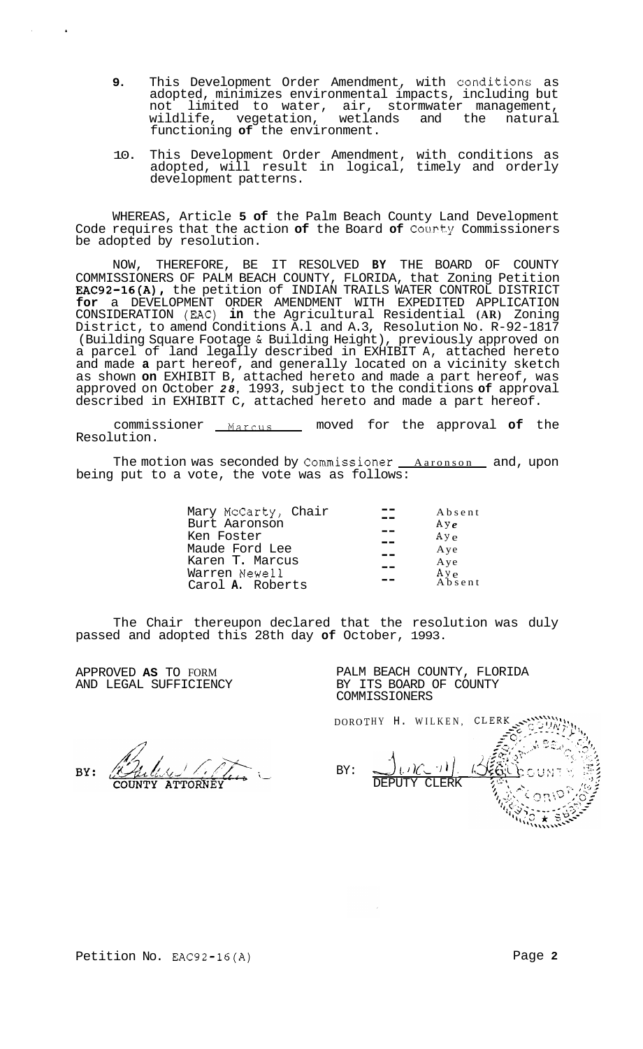9. This Development Order Amendment, with conditions as adopted, minimizes environmental impacts, including but not limited to water, air, stormwater management, wildlife, vegetation, wetlands and the natural functioning of the environment.

10. This Development Order Amendment, with conditions as adopted, will result in logical, timely and orderly development patterns.

WHEREAS, Article 5 of the Palm Beach County Land Development Code requires that the action of the Board of County Commissioners be adopted by resolution.

NOW, THEREFORE, BE IT RESOLVED BY THE BOARD OF COUNTY COMMISSIONERS OF PALM BEACH COUNTY, FLORIDA, that Zoning Petition EAC92-16(A), the petition of INDIAN TRAILS WATER CONTROL DISTRICT for a DEVELOPMENT ORDER AMENDMENT WITH EXPEDITED APPLICATION CONSIDERATION (EAC) in the Agricultural Residential (AR) Zoning District, to amend Conditions A.1 and A.3, Resolution No. R-92-1817 (Building Square Footage & Building Height), previously approved on a parcel of land legally described in EXHIBIT A, attached hereto and made a part hereof, and generally located on a vicinity sketch as shown on EXHIBIT B, attached hereto and made a part hereof, was approved on October 28, 1993, subject to the conditions of approval described in EXHIBIT C, attached hereto and made a part hereof.

Commissioner Marcus moved for the approval of the Resolution.

The motion was seconded by Commissioner Aaronson and, upon being put to a vote, the vote was as follows:

| | | |
|---|---|---|
| Mary McCarty, Chair | -- | Absent |
| Burt Aaronson | -- | Aye |
| Ken Foster | -- | Aye |
| Maude Ford Lee | -- | Aye |
| Karen T. Marcus | -- | Aye |
| Warren Newell | -- | Aye |
| Carol A. Roberts | -- | Absent |

The Chair thereupon declared that the resolution was duly passed and adopted this 28th day of October, 1993.

APPROVED AS TO FORM AND LEGAL SUFFICIENCY

BY: COUNTY ATTORNEY

PALM BEACH COUNTY, FLORIDA BY ITS BOARD OF COUNTY COMMISSIONERS

DOROTHY H. WILKEN, CLERK

BY: DEPUTY CLERK

Petition No. EAC92-16(A)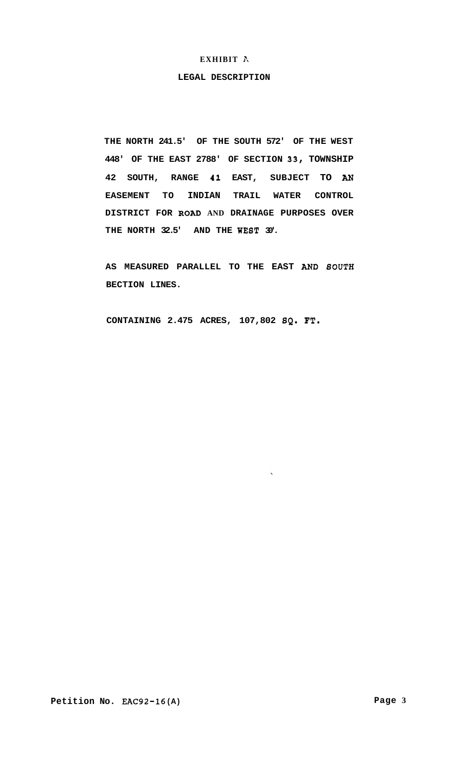# EXHIBIT A

## LEGAL DESCRIPTION

THE NORTH 241.5' OF THE SOUTH 572' OF THE WEST 448' OF THE EAST 2788' OF SECTION 33, TOWNSHIP 42 SOUTH, RANGE 41 EAST, SUBJECT TO AN EASEMENT TO INDIAN TRAIL WATER CONTROL DISTRICT FOR ROAD AND DRAINAGE PURPOSES OVER THE NORTH 32.5' AND THE WEST 30'.

AS MEASURED PARALLEL TO THE EAST AND SOUTH BECTION LINES.

CONTAINING 2.475 ACRES, 107,802 SQ. FT.

Petition No. EAC92-16(A)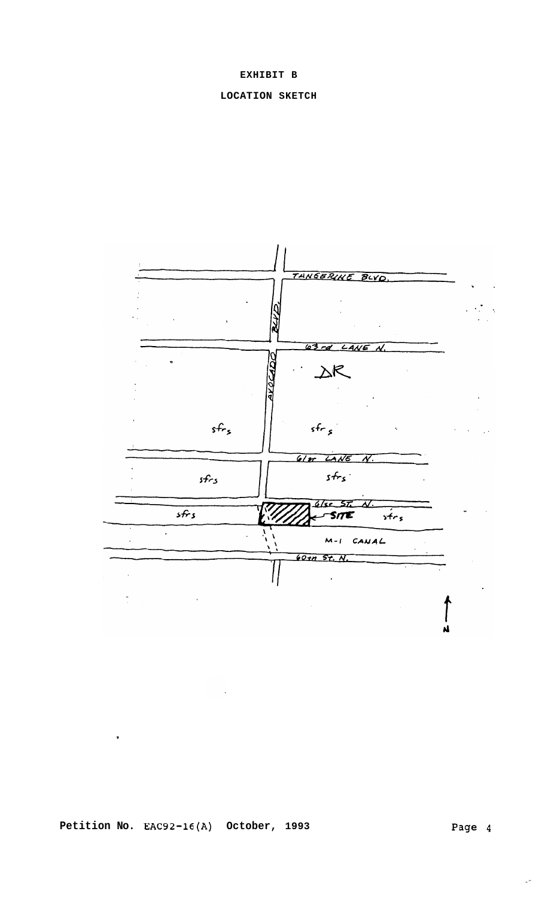**EXHIBIT B**

**LOCATION SKETCH**

TANGERINE BLVD.

63rd LANE N.

AVOCADO BLVD.

DR

sfrs

sfrs

61st LANE N.

sfrs

sfrs

61st ST. N.

SITE

sfrs

sfrs

M-1 CANAL

60th ST. N.

N

**Petition No.** EAC92-16(A) **October, 1993**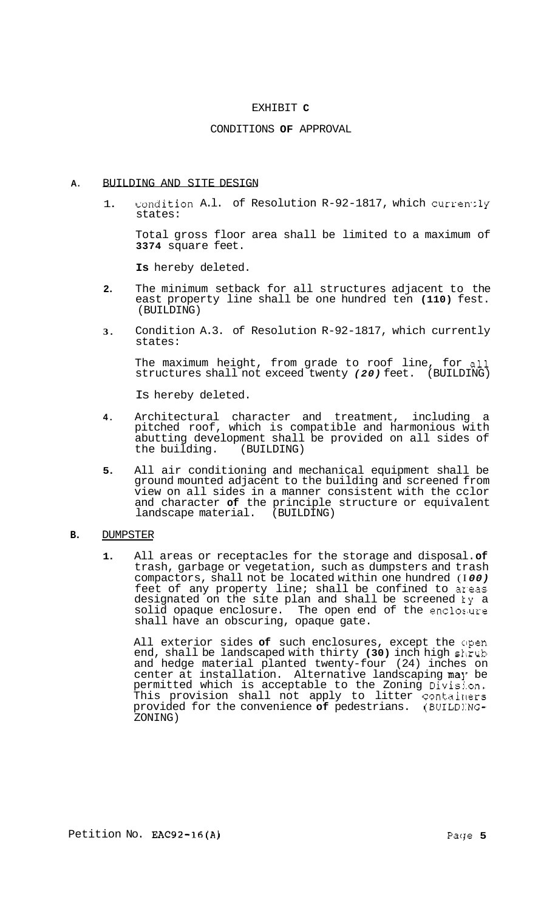# EXHIBIT C

## CONDITIONS OF APPROVAL

**A.** <u>BUILDING AND SITE DESIGN</u>

1. Condition A.1. of Resolution R-92-1817, which currently states:

   Total gross floor area shall be limited to a maximum of **3374** square feet.

   **Is** hereby deleted.

2. The minimum setback for all structures adjacent to the east property line shall be one hundred ten **(110)** fest. (BUILDING)

3. Condition A.3. of Resolution R-92-1817, which currently states:

   The maximum height, from grade to roof line, for all structures shall not exceed twenty ***(20)*** feet. (BUILDING)

   Is hereby deleted.

4. Architectural character and treatment, including a pitched roof, which is compatible and harmonious with abutting development shall be provided on all sides of the building. (BUILDING)

5. All air conditioning and mechanical equipment shall be ground mounted adjacent to the building and screened from view on all sides in a manner consistent with the cclor and character **of** the principle structure or equivalent landscape material. (BUILDING)

**B.** <u>DUMPSTER</u>

1. All areas or receptacles for the storage and disposal.**of** trash, garbage or vegetation, such as dumpsters and trash compactors, shall not be located within one hundred (I***00)*** feet of any property line; shall be confined to areas designated on the site plan and shall be screened by a solid opaque enclosure. The open end of the enclosure shall have an obscuring, opaque gate.

   All exterior sides **of** such enclosures, except the open end, shall be landscaped with thirty **(30)** inch high shrub and hedge material planted twenty-four (24) inches on center at installation. Alternative landscaping may be permitted which is acceptable to the Zoning Division. This provision shall not apply to litter containers provided for the convenience **of** pedestrians. (BUILDING-ZONING)

Petition No. EAC92-16(A)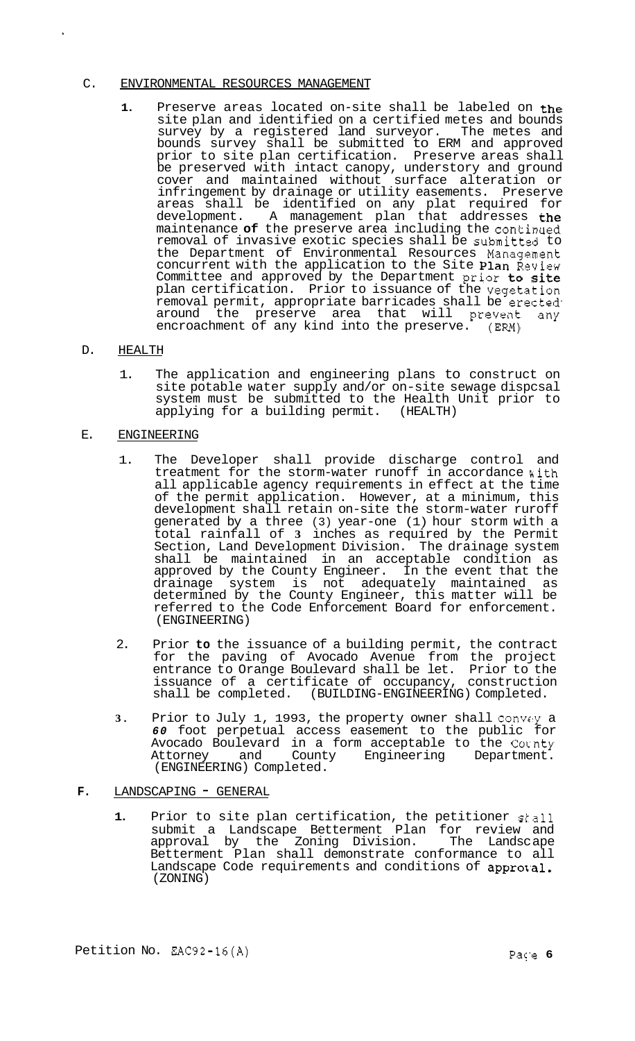## C. ENVIRONMENTAL RESOURCES MANAGEMENT

1. Preserve areas located on-site shall be labeled on the site plan and identified on a certified metes and bounds survey by a registered land surveyor. The metes and bounds survey shall be submitted to ERM and approved prior to site plan certification. Preserve areas shall be preserved with intact canopy, understory and ground cover and maintained without surface alteration or infringement by drainage or utility easements. Preserve areas shall be identified on any plat required for development. A management plan that addresses the maintenance of the preserve area including the continued removal of invasive exotic species shall be submitted to the Department of Environmental Resources Management concurrent with the application to the Site Plan Review Committee and approved by the Department prior to site plan certification. Prior to issuance of the vegetation removal permit, appropriate barricades shall be erected around the preserve area that will prevent any encroachment of any kind into the preserve. (ERM)

## D. HEALTH

1. The application and engineering plans to construct on site potable water supply and/or on-site sewage dispcsal system must be submitted to the Health Unit prior to applying for a building permit. (HEALTH)

## E. ENGINEERING

1. The Developer shall provide discharge control and treatment for the storm-water runoff in accordance with all applicable agency requirements in effect at the time of the permit application. However, at a minimum, this development shall retain on-site the storm-water ruroff generated by a three (3) year-one (1) hour storm with a total rainfall of 3 inches as required by the Permit Section, Land Development Division. The drainage system shall be maintained in an acceptable condition as approved by the County Engineer. In the event that the drainage system is not adequately maintained as determined by the County Engineer, this matter will be referred to the Code Enforcement Board for enforcement. (ENGINEERING)

2. Prior to the issuance of a building permit, the contract for the paving of Avocado Avenue from the project entrance to Orange Boulevard shall be let. Prior to the issuance of a certificate of occupancy, construction shall be completed. (BUILDING-ENGINEERING) Completed.

3. Prior to July 1, 1993, the property owner shall convey a 60 foot perpetual access easement to the public for Avocado Boulevard in a form acceptable to the County Attorney and County Engineering Department. (ENGINEERING) Completed.

## F. LANDSCAPING - GENERAL

1. Prior to site plan certification, the petitioner shall submit a Landscape Betterment Plan for review and approval by the Zoning Division. The Landscape Betterment Plan shall demonstrate conformance to all Landscape Code requirements and conditions of approval. (ZONING)

Petition No. EAC92-16(A)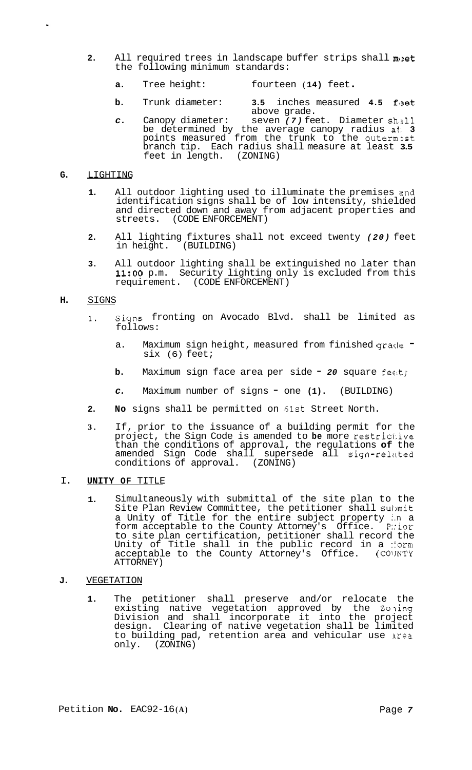2. All required trees in landscape buffer strips shall meet the following minimum standards:

   a. Tree height: fourteen (14) feet.

   b. Trunk diameter: 3.5 inches measured 4.5 feet above grade.

   c. Canopy diameter: seven (7) feet. Diameter shall be determined by the average canopy radius at 3 points measured from the trunk to the outermost branch tip. Each radius shall measure at least 3.5 feet in length. (ZONING)

**G.** LIGHTING

1. All outdoor lighting used to illuminate the premises and identification signs shall be of low intensity, shielded and directed down and away from adjacent properties and streets. (CODE ENFORCEMENT)

2. All lighting fixtures shall not exceed twenty (20) feet in height. (BUILDING)

3. All outdoor lighting shall be extinguished no later than 11:00 p.m. Security lighting only is excluded from this requirement. (CODE ENFORCEMENT)

**H.** SIGNS

1. Signs fronting on Avocado Blvd. shall be limited as follows:

   a. Maximum sign height, measured from finished grade - six (6) feet;

   b. Maximum sign face area per side - 20 square feet;

   c. Maximum number of signs - one (1). (BUILDING)

2. No signs shall be permitted on 61st Street North.

3. If, prior to the issuance of a building permit for the project, the Sign Code is amended to be more restrictive than the conditions of approval, the regulations of the amended Sign Code shall supersede all sign-related conditions of approval. (ZONING)

**I.** **UNITY OF** TITLE

1. Simultaneously with submittal of the site plan to the Site Plan Review Committee, the petitioner shall submit a Unity of Title for the entire subject property in a form acceptable to the County Attorney's Office. Prior to site plan certification, petitioner shall record the Unity of Title shall in the public record in a form acceptable to the County Attorney's Office. (COUNTY ATTORNEY)

**J.** VEGETATION

1. The petitioner shall preserve and/or relocate the existing native vegetation approved by the Zoning Division and shall incorporate it into the project design. Clearing of native vegetation shall be limited to building pad, retention area and vehicular use area only. (ZONING)

Petition No. EAC92-16(A)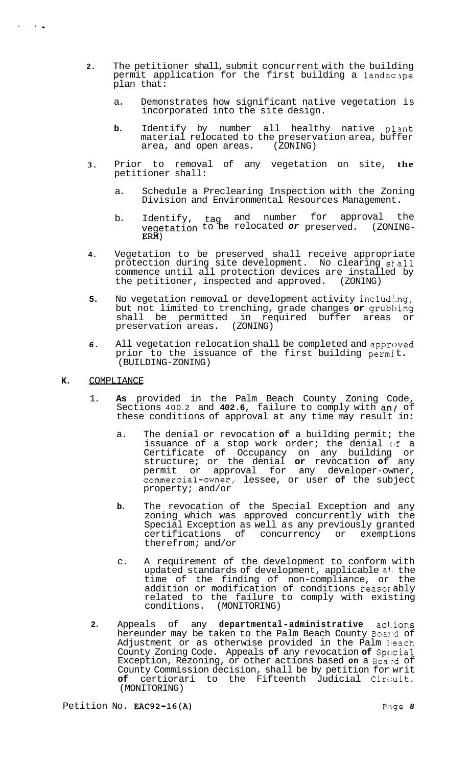2. The petitioner shall, submit concurrent with the building permit application for the first building a landscape plan that:

   a. Demonstrates how significant native vegetation is incorporated into the site design.

   b. Identify by number all healthy native plant material relocated to the preservation area, buffer area, and open areas. (ZONING)

3. Prior to removal of any vegetation on site, the petitioner shall:

   a. Schedule a Preclearing Inspection with the Zoning Division and Environmental Resources Management.

   b. Identify, tag and number for approval the vegetation to be relocated or preserved. (ZONING-ERM)

4. Vegetation to be preserved shall receive appropriate protection during site development. No clearing shall commence until all protection devices are installed by the petitioner, inspected and approved. (ZONING)

5. No vegetation removal or development activity including, but not limited to trenching, grade changes or grubbing shall be permitted in required buffer areas or preservation areas. (ZONING)

6. All vegetation relocation shall be completed and approved prior to the issuance of the first building permit. (BUILDING-ZONING)

**K.** COMPLIANCE

1. As provided in the Palm Beach County Zoning Code, Sections 400.2 and 402.6, failure to comply with any of these conditions of approval at any time may result in:

   a. The denial or revocation of a building permit; the issuance of a stop work order; the denial of a Certificate of Occupancy on any building or structure; or the denial or revocation of any permit or approval for any developer-owner, commercial-owner, lessee, or user of the subject property; and/or

   b. The revocation of the Special Exception and any zoning which was approved concurrently with the Special Exception as well as any previously granted certifications of concurrency or exemptions therefrom; and/or

   c. A requirement of the development to conform with updated standards of development, applicable at the time of the finding of non-compliance, or the addition or modification of conditions reasonably related to the failure to comply with existing conditions. (MONITORING)

2. Appeals of any **departmental-administrative** actions hereunder may be taken to the Palm Beach County Board of Adjustment or as otherwise provided in the Palm Beach County Zoning Code. Appeals of any revocation of Special Exception, Rezoning, or other actions based on a Board of County Commission decision, shall be by petition for writ of certiorari to the Fifteenth Judicial Circuit. (MONITORING)

Petition No. EAC92-16(A)